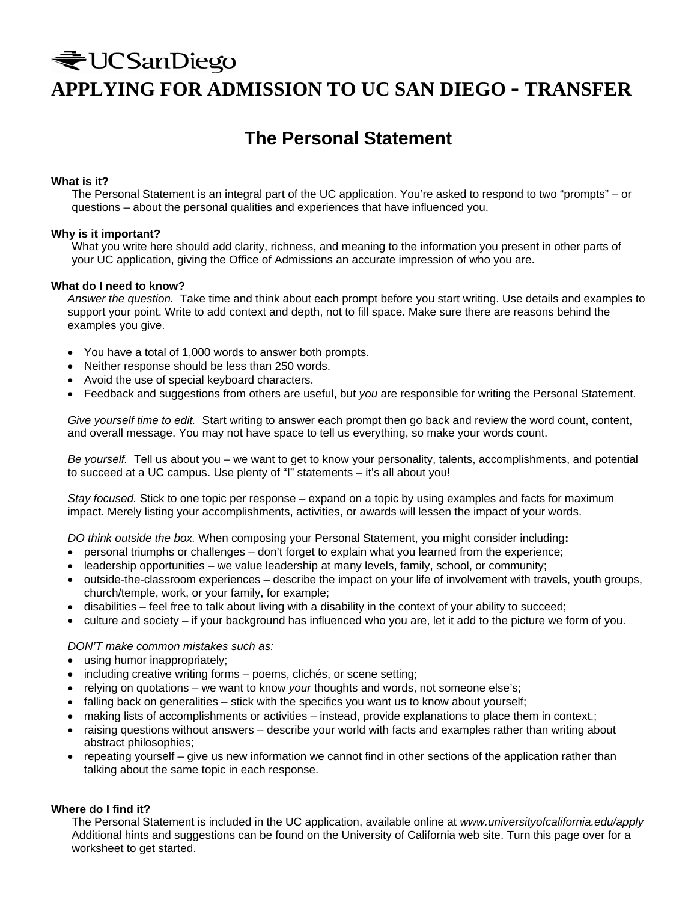UC San Diego

# APPLYING FOR ADMISSION TO UC SAN DIEGO - TRANSFER

## The Personal Statement

**What is it?**

The Personal Statement is an integral part of the UC application. You're asked to respond to two "prompts" – or questions – about the personal qualities and experiences that have influenced you.

**Why is it important?**

What you write here should add clarity, richness, and meaning to the information you present in other parts of your UC application, giving the Office of Admissions an accurate impression of who you are.

**What do I need to know?**

*Answer the question.* Take time and think about each prompt before you start writing. Use details and examples to support your point. Write to add context and depth, not to fill space. Make sure there are reasons behind the examples you give.

- You have a total of 1,000 words to answer both prompts.
- Neither response should be less than 250 words.
- Avoid the use of special keyboard characters.
- Feedback and suggestions from others are useful, but *you* are responsible for writing the Personal Statement.

*Give yourself time to edit.* Start writing to answer each prompt then go back and review the word count, content, and overall message. You may not have space to tell us everything, so make your words count.

*Be yourself.* Tell us about you – we want to get to know your personality, talents, accomplishments, and potential to succeed at a UC campus. Use plenty of "I" statements – it's all about you!

*Stay focused.* Stick to one topic per response – expand on a topic by using examples and facts for maximum impact. Merely listing your accomplishments, activities, or awards will lessen the impact of your words.

*DO think outside the box.* When composing your Personal Statement, you might consider including**:**

- personal triumphs or challenges – don't forget to explain what you learned from the experience;
- leadership opportunities – we value leadership at many levels, family, school, or community;
- outside-the-classroom experiences – describe the impact on your life of involvement with travels, youth groups, church/temple, work, or your family, for example;
- disabilities – feel free to talk about living with a disability in the context of your ability to succeed;
- culture and society – if your background has influenced who you are, let it add to the picture we form of you.

*DON'T make common mistakes such as:*

- using humor inappropriately;
- including creative writing forms – poems, clichés, or scene setting;
- relying on quotations – we want to know *your* thoughts and words, not someone else's;
- falling back on generalities – stick with the specifics you want us to know about yourself;
- making lists of accomplishments or activities – instead, provide explanations to place them in context.;
- raising questions without answers – describe your world with facts and examples rather than writing about abstract philosophies;
- repeating yourself – give us new information we cannot find in other sections of the application rather than talking about the same topic in each response.

**Where do I find it?**

The Personal Statement is included in the UC application, available online at *www.universityofcalifornia.edu/apply* Additional hints and suggestions can be found on the University of California web site. Turn this page over for a worksheet to get started.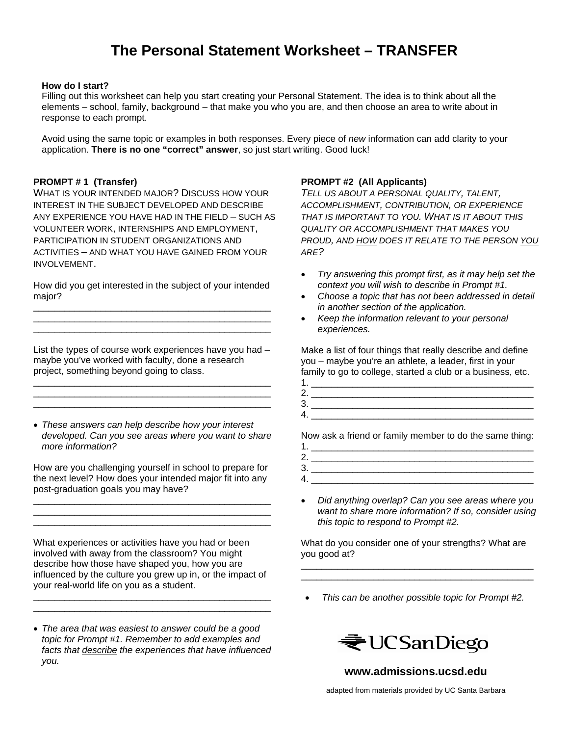# The Personal Statement Worksheet – TRANSFER

**How do I start?**
Filling out this worksheet can help you start creating your Personal Statement. The idea is to think about all the elements – school, family, background – that make you who you are, and then choose an area to write about in response to each prompt.

Avoid using the same topic or examples in both responses. Every piece of *new* information can add clarity to your application. **There is no one "correct" answer**, so just start writing. Good luck!

**PROMPT # 1 (Transfer)**
WHAT IS YOUR INTENDED MAJOR? DISCUSS HOW YOUR INTEREST IN THE SUBJECT DEVELOPED AND DESCRIBE ANY EXPERIENCE YOU HAVE HAD IN THE FIELD – SUCH AS VOLUNTEER WORK, INTERNSHIPS AND EMPLOYMENT, PARTICIPATION IN STUDENT ORGANIZATIONS AND ACTIVITIES – AND WHAT YOU HAVE GAINED FROM YOUR INVOLVEMENT.

How did you get interested in the subject of your intended major?

______________________________________________
______________________________________________
______________________________________________

List the types of course work experiences have you had – maybe you've worked with faculty, done a research project, something beyond going to class.

______________________________________________
______________________________________________
______________________________________________

- *These answers can help describe how your interest developed. Can you see areas where you want to share more information?*

How are you challenging yourself in school to prepare for the next level? How does your intended major fit into any post-graduation goals you may have?

______________________________________________
______________________________________________
______________________________________________

What experiences or activities have you had or been involved with away from the classroom? You might describe how those have shaped you, how you are influenced by the culture you grew up in, or the impact of your real-world life on you as a student.

______________________________________________
______________________________________________

- *The area that was easiest to answer could be a good topic for Prompt #1. Remember to add examples and facts that describe the experiences that have influenced you.*

**PROMPT #2 (All Applicants)**
*TELL US ABOUT A PERSONAL QUALITY, TALENT, ACCOMPLISHMENT, CONTRIBUTION, OR EXPERIENCE THAT IS IMPORTANT TO YOU. WHAT IS IT ABOUT THIS QUALITY OR ACCOMPLISHMENT THAT MAKES YOU PROUD, AND HOW DOES IT RELATE TO THE PERSON YOU ARE?*

- *Try answering this prompt first, as it may help set the context you will wish to describe in Prompt #1.*
- *Choose a topic that has not been addressed in detail in another section of the application.*
- *Keep the information relevant to your personal experiences.*

Make a list of four things that really describe and define you – maybe you're an athlete, a leader, first in your family to go to college, started a club or a business, etc.

1. ____________________________________________
2. ____________________________________________
3. ____________________________________________
4. ____________________________________________

Now ask a friend or family member to do the same thing:

1. ____________________________________________
2. ____________________________________________
3. ____________________________________________
4. ____________________________________________

- *Did anything overlap? Can you see areas where you want to share more information? If so, consider using this topic to respond to Prompt #2.*

What do you consider one of your strengths? What are you good at?

______________________________________________
______________________________________________

- *This can be another possible topic for Prompt #2.*

UC San Diego

**www.admissions.ucsd.edu**

adapted from materials provided by UC Santa Barbara